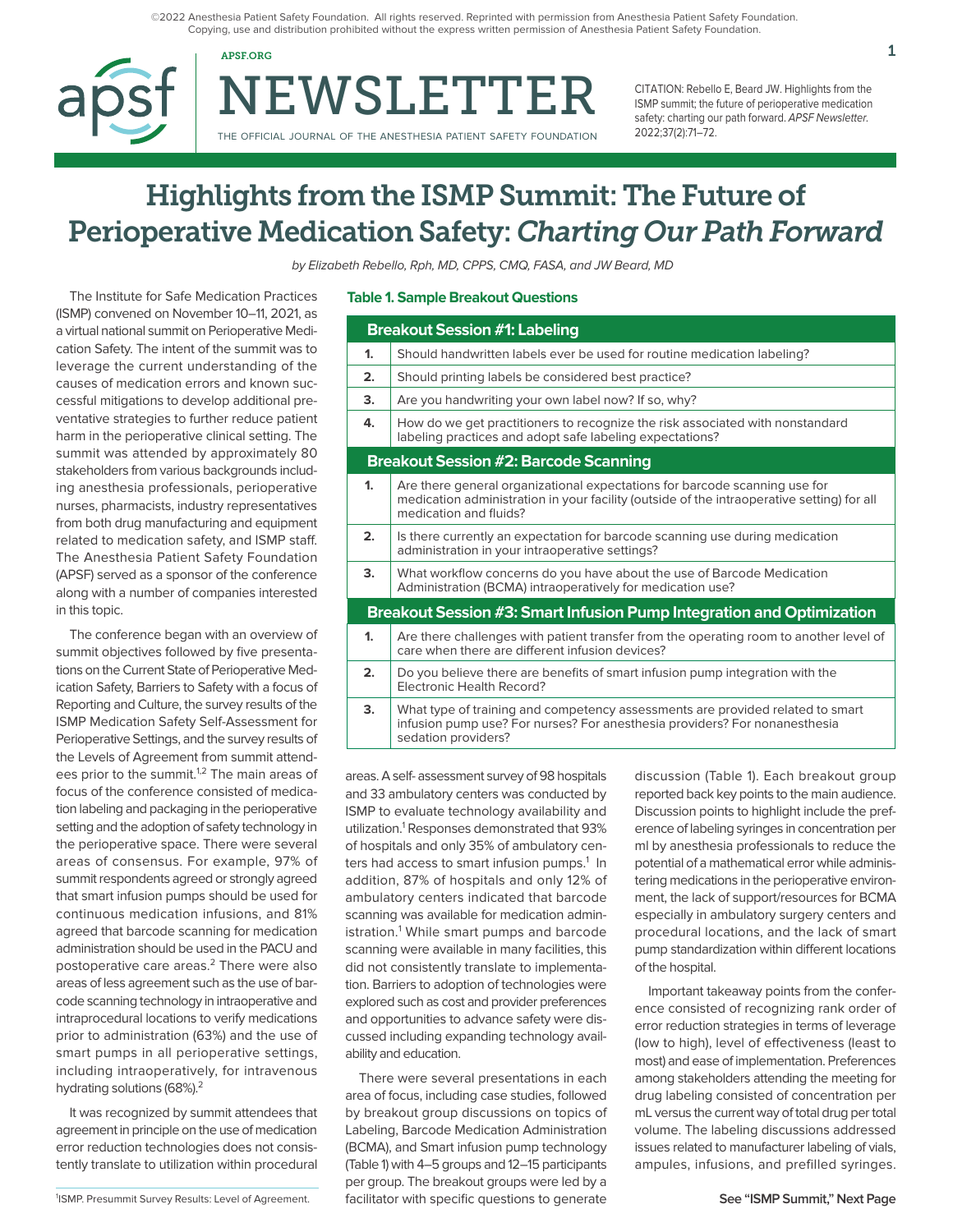©2022 Anesthesia Patient Safety Foundation. All rights reserved. Reprinted with permission from Anesthesia Patient Safety Foundation. Copying, use and distribution prohibited without the express written permission of Anesthesia Patient Safety Foundation.

CITATION: Rebello E, Beard JW. Highlights from the ISMP summit: the future of perioperative medication safety: charting our path forward. *APSF Newsletter.* 2022;37(2):71–72.

# Highlights from the ISMP Summit: The Future of Perioperative Medication Safety: *Charting Our Path Forward*

*by Elizabeth Rebello, Rph, MD, CPPS, CMQ, FASA, and JW Beard, MD*

The Institute for Safe Medication Practices (ISMP) convened on November 10–11, 2021, as a virtual national summit on Perioperative Medication Safety. The intent of the summit was to leverage the current understanding of the causes of medication errors and known successful mitigations to develop additional preventative strategies to further reduce patient harm in the perioperative clinical setting. The summit was attended by approximately 80 stakeholders from various backgrounds including anesthesia professionals, perioperative nurses, pharmacists, industry representatives from both drug manufacturing and equipment related to medication safety, and ISMP staff. The Anesthesia Patient Safety Foundation (APSF) served as a sponsor of the conference along with a number of companies interested in this topic.

The conference began with an overview of summit objectives followed by five presentations on the Current State of Perioperative Medication Safety, Barriers to Safety with a focus of Reporting and Culture, the survey results of the ISMP Medication Safety Self-Assessment for Perioperative Settings, and the survey results of the Levels of Agreement from summit attendees prior to the summit.[1,2] The main areas of focus of the conference consisted of medication labeling and packaging in the perioperative setting and the adoption of safety technology in the perioperative space. There were several areas of consensus. For example, 97% of summit respondents agreed or strongly agreed that smart infusion pumps should be used for continuous medication infusions, and 81% agreed that barcode scanning for medication administration should be used in the PACU and postoperative care areas.[2] There were also areas of less agreement such as the use of barcode scanning technology in intraoperative and intraprocedural locations to verify medications prior to administration (63%) and the use of smart pumps in all perioperative settings, including intraoperatively, for intravenous hydrating solutions (68%).[2]

It was recognized by summit attendees that agreement in principle on the use of medication error reduction technologies does not consistently translate to utilization within procedural areas. A self- assessment survey of 98 hospitals and 33 ambulatory centers was conducted by ISMP to evaluate technology availability and utilization.[1] Responses demonstrated that 93% of hospitals and only 35% of ambulatory centers had access to smart infusion pumps.[1] In addition, 87% of hospitals and only 12% of ambulatory centers indicated that barcode scanning was available for medication administration.[1] While smart pumps and barcode scanning were available in many facilities, this did not consistently translate to implementation. Barriers to adoption of technologies were explored such as cost and provider preferences and opportunities to advance safety were discussed including expanding technology availability and education.

There were several presentations in each area of focus, including case studies, followed by breakout group discussions on topics of Labeling, Barcode Medication Administration (BCMA), and Smart infusion pump technology (Table 1) with 4–5 groups and 12–15 participants per group. The breakout groups were led by a facilitator with specific questions to generate discussion (Table 1). Each breakout group reported back key points to the main audience. Discussion points to highlight include the preference of labeling syringes in concentration per ml by anesthesia professionals to reduce the potential of a mathematical error while administering medications in the perioperative environment, the lack of support/resources for BCMA especially in ambulatory surgery centers and procedural locations, and the lack of smart pump standardization within different locations of the hospital.

Important takeaway points from the conference consisted of recognizing rank order of error reduction strategies in terms of leverage (low to high), level of effectiveness (least to most) and ease of implementation. Preferences among stakeholders attending the meeting for drug labeling consisted of concentration per mL versus the current way of total drug per total volume. The labeling discussions addressed issues related to manufacturer labeling of vials, ampules, infusions, and prefilled syringes.

**See "ISMP Summit," Next Page**

**Table 1. Sample Breakout Questions**

| | |
|---|---|
| **Breakout Session #1: Labeling** | |
| **1.** | Should handwritten labels ever be used for routine medication labeling? |
| **2.** | Should printing labels be considered best practice? |
| **3.** | Are you handwriting your own label now? If so, why? |
| **4.** | How do we get practitioners to recognize the risk associated with nonstandard labeling practices and adopt safe labeling expectations? |
| **Breakout Session #2: Barcode Scanning** | |
| **1.** | Are there general organizational expectations for barcode scanning use for medication administration in your facility (outside of the intraoperative setting) for all medication and fluids? |
| **2.** | Is there currently an expectation for barcode scanning use during medication administration in your intraoperative settings? |
| **3.** | What workflow concerns do you have about the use of Barcode Medication Administration (BCMA) intraoperatively for medication use? |
| **Breakout Session #3: Smart Infusion Pump Integration and Optimization** | |
| **1.** | Are there challenges with patient transfer from the operating room to another level of care when there are different infusion devices? |
| **2.** | Do you believe there are benefits of smart infusion pump integration with the Electronic Health Record? |
| **3.** | What type of training and competency assessments are provided related to smart infusion pump use? For nurses? For anesthesia providers? For nonanesthesia sedation providers? |

[1]ISMP. Presummit Survey Results: Level of Agreement.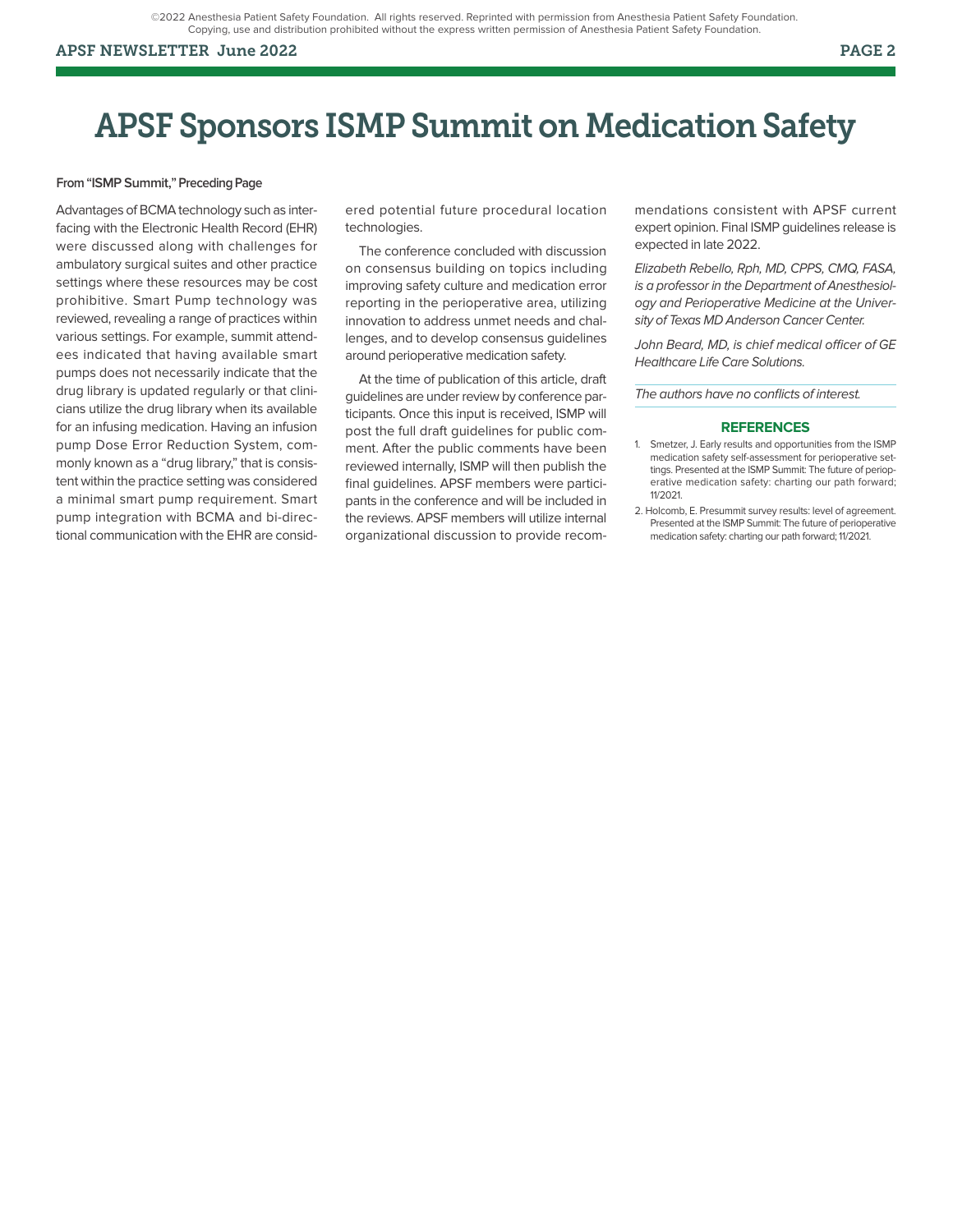# APSF Sponsors ISMP Summit on Medication Safety

From "ISMP Summit," Preceding Page

Advantages of BCMA technology such as interfacing with the Electronic Health Record (EHR) were discussed along with challenges for ambulatory surgical suites and other practice settings where these resources may be cost prohibitive. Smart Pump technology was reviewed, revealing a range of practices within various settings. For example, summit attendees indicated that having available smart pumps does not necessarily indicate that the drug library is updated regularly or that clinicians utilize the drug library when its available for an infusing medication. Having an infusion pump Dose Error Reduction System, commonly known as a "drug library," that is consistent within the practice setting was considered a minimal smart pump requirement. Smart pump integration with BCMA and bi-directional communication with the EHR are considered potential future procedural location technologies.

The conference concluded with discussion on consensus building on topics including improving safety culture and medication error reporting in the perioperative area, utilizing innovation to address unmet needs and challenges, and to develop consensus guidelines around perioperative medication safety.

At the time of publication of this article, draft guidelines are under review by conference participants. Once this input is received, ISMP will post the full draft guidelines for public comment. After the public comments have been reviewed internally, ISMP will then publish the final guidelines. APSF members were participants in the conference and will be included in the reviews. APSF members will utilize internal organizational discussion to provide recommendations consistent with APSF current expert opinion. Final ISMP guidelines release is expected in late 2022.

*Elizabeth Rebello, Rph, MD, CPPS, CMQ, FASA, is a professor in the Department of Anesthesiology and Perioperative Medicine at the University of Texas MD Anderson Cancer Center.*

*John Beard, MD, is chief medical officer of GE Healthcare Life Care Solutions.*

*The authors have no conflicts of interest.*

## REFERENCES

1. Smetzer, J. Early results and opportunities from the ISMP medication safety self-assessment for perioperative settings. Presented at the ISMP Summit: The future of perioperative medication safety: charting our path forward; 11/2021.
2. Holcomb, E. Presummit survey results: level of agreement. Presented at the ISMP Summit: The future of perioperative medication safety: charting our path forward; 11/2021.